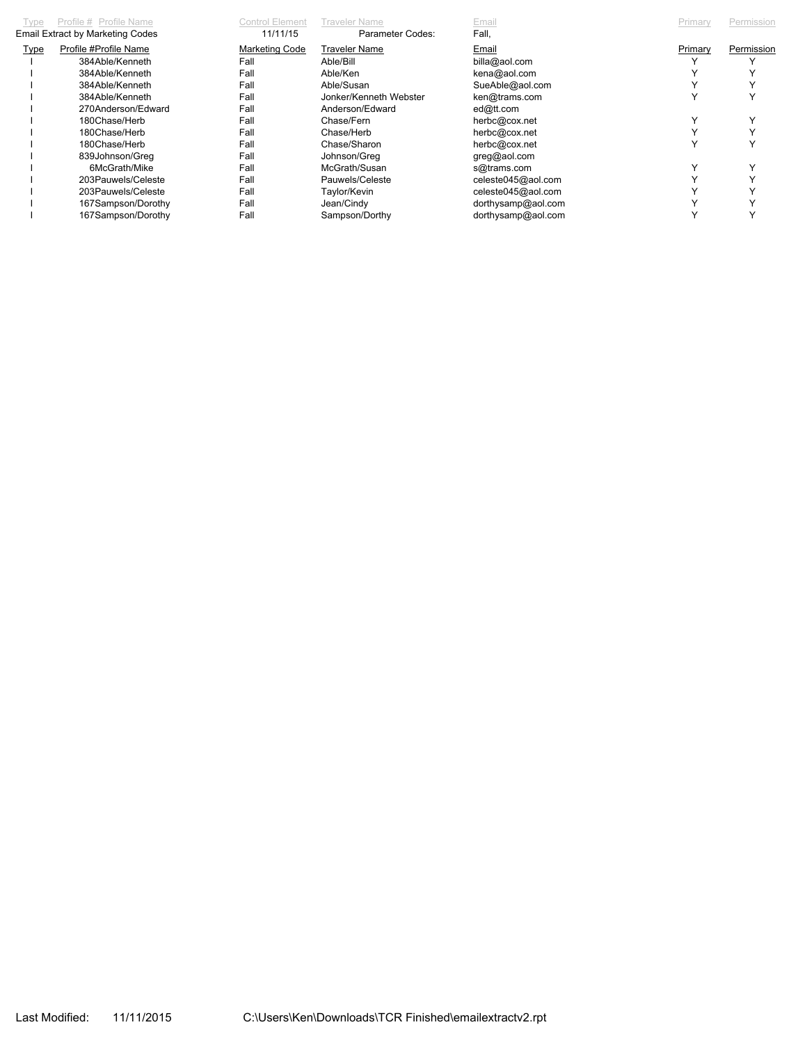Email Extract by Marketing Codes    11/11/15    Parameter Codes: Fall,

| Type | Profile # | Profile Name | Marketing Code | Traveler Name | Email | Primary | Permission |
|---|---|---|---|---|---|---|---|
| I | 384 | Able/Kenneth | Fall | Able/Bill | billa@aol.com | Y | Y |
| I | 384 | Able/Kenneth | Fall | Able/Ken | kena@aol.com | Y | Y |
| I | 384 | Able/Kenneth | Fall | Able/Susan | SueAble@aol.com | Y | Y |
| I | 384 | Able/Kenneth | Fall | Jonker/Kenneth Webster | ken@trams.com | Y | Y |
| I | 270 | Anderson/Edward | Fall | Anderson/Edward | ed@tt.com | | |
| I | 180 | Chase/Herb | Fall | Chase/Fern | herbc@cox.net | Y | Y |
| I | 180 | Chase/Herb | Fall | Chase/Herb | herbc@cox.net | Y | Y |
| I | 180 | Chase/Herb | Fall | Chase/Sharon | herbc@cox.net | Y | Y |
| I | 839 | Johnson/Greg | Fall | Johnson/Greg | greg@aol.com | | |
| I | 6 | McGrath/Mike | Fall | McGrath/Susan | s@trams.com | Y | Y |
| I | 203 | Pauwels/Celeste | Fall | Pauwels/Celeste | celeste045@aol.com | Y | Y |
| I | 203 | Pauwels/Celeste | Fall | Taylor/Kevin | celeste045@aol.com | Y | Y |
| I | 167 | Sampson/Dorothy | Fall | Jean/Cindy | dorthysamp@aol.com | Y | Y |
| I | 167 | Sampson/Dorothy | Fall | Sampson/Dorthy | dorthysamp@aol.com | Y | Y |

Last Modified: 11/11/2015    C:\Users\Ken\Downloads\TCR Finished\emailextractv2.rpt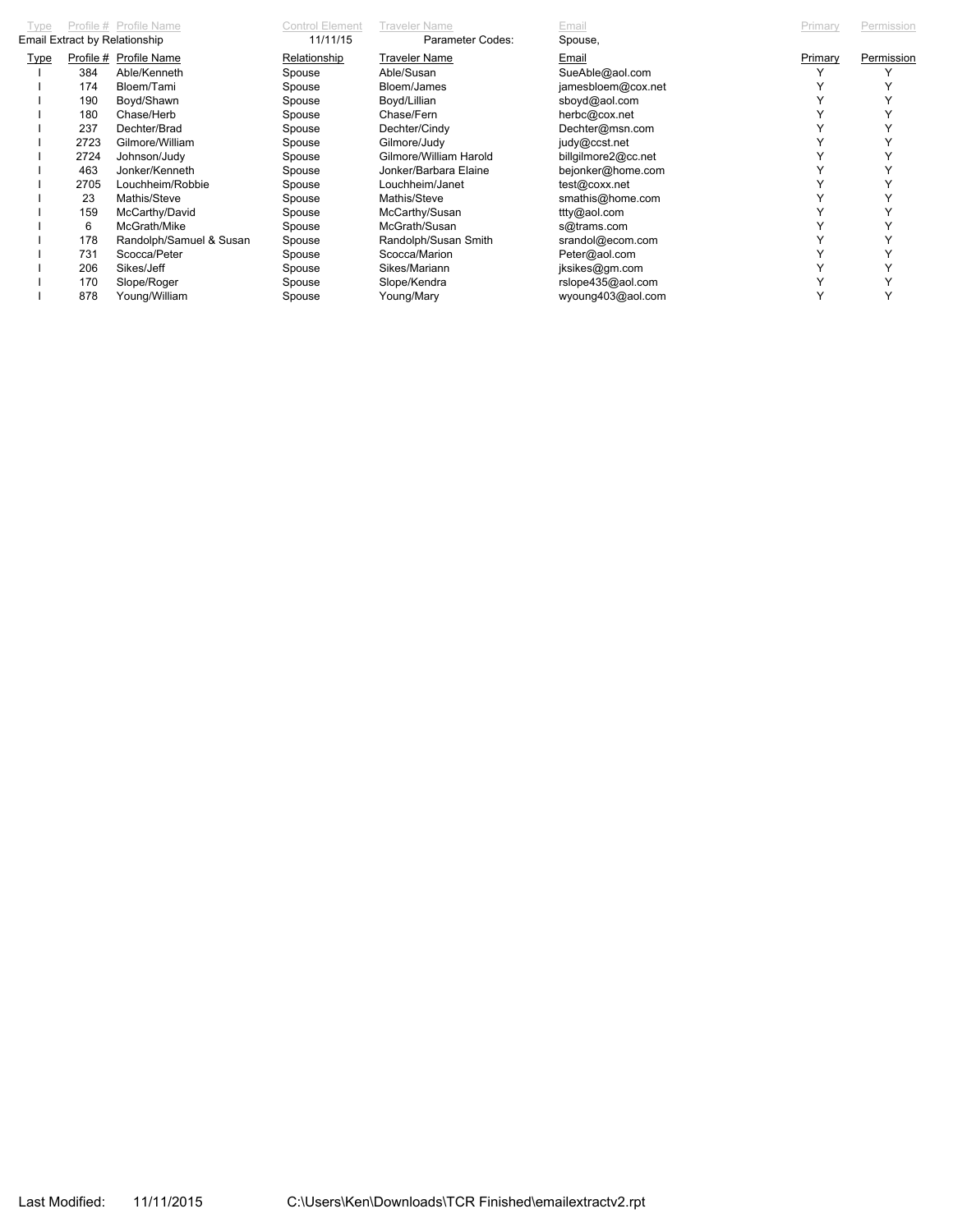Email Extract by Relationship | 11/11/15 | Parameter Codes: | Spouse,

| Type | Profile # | Profile Name | Relationship | Traveler Name | Email | Primary | Permission |
|---|---|---|---|---|---|---|---|
| I | 384 | Able/Kenneth | Spouse | Able/Susan | SueAble@aol.com | Y | Y |
| I | 174 | Bloem/Tami | Spouse | Bloem/James | jamesbloem@cox.net | Y | Y |
| I | 190 | Boyd/Shawn | Spouse | Boyd/Lillian | sboyd@aol.com | Y | Y |
| I | 180 | Chase/Herb | Spouse | Chase/Fern | herbc@cox.net | Y | Y |
| I | 237 | Dechter/Brad | Spouse | Dechter/Cindy | Dechter@msn.com | Y | Y |
| I | 2723 | Gilmore/William | Spouse | Gilmore/Judy | judy@ccst.net | Y | Y |
| I | 2724 | Johnson/Judy | Spouse | Gilmore/William Harold | billgilmore2@cc.net | Y | Y |
| I | 463 | Jonker/Kenneth | Spouse | Jonker/Barbara Elaine | bejonker@home.com | Y | Y |
| I | 2705 | Louchheim/Robbie | Spouse | Louchheim/Janet | test@coxx.net | Y | Y |
| I | 23 | Mathis/Steve | Spouse | Mathis/Steve | smathis@home.com | Y | Y |
| I | 159 | McCarthy/David | Spouse | McCarthy/Susan | ttty@aol.com | Y | Y |
| I | 6 | McGrath/Mike | Spouse | McGrath/Susan | s@trams.com | Y | Y |
| I | 178 | Randolph/Samuel & Susan | Spouse | Randolph/Susan Smith | srandol@ecom.com | Y | Y |
| I | 731 | Scocca/Peter | Spouse | Scocca/Marion | Peter@aol.com | Y | Y |
| I | 206 | Sikes/Jeff | Spouse | Sikes/Mariann | jksikes@gm.com | Y | Y |
| I | 170 | Slope/Roger | Spouse | Slope/Kendra | rslope435@aol.com | Y | Y |
| I | 878 | Young/William | Spouse | Young/Mary | wyoung403@aol.com | Y | Y |

Last Modified: 11/11/2015 C:\Users\Ken\Downloads\TCR Finished\emailextractv2.rpt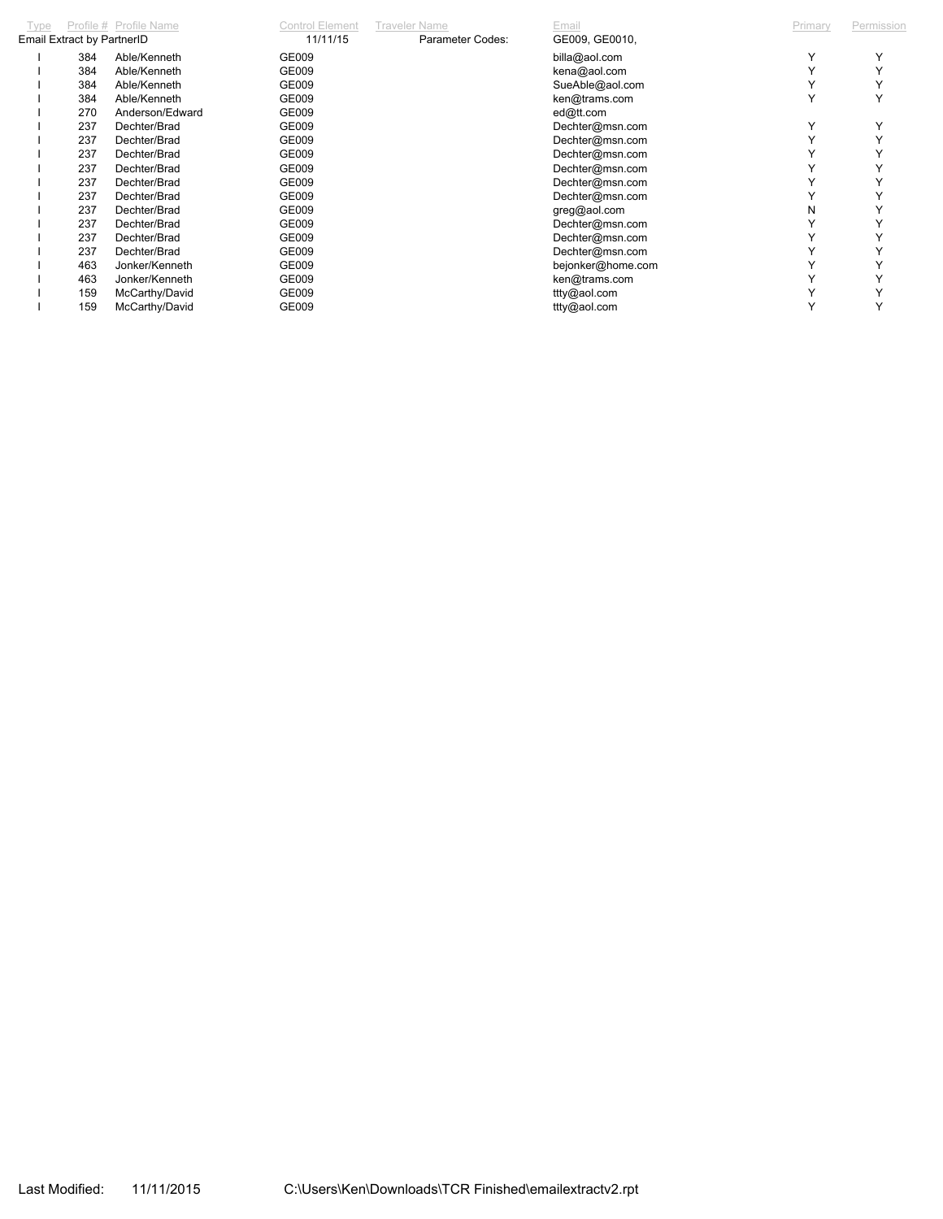Email Extract by PartnerID 11/11/15 Parameter Codes: GE009, GE0010,

| Type | Profile # | Profile Name | Control Element | Traveler Name | Email | Primary | Permission |
|---|---|---|---|---|---|---|---|
| I | 384 | Able/Kenneth | GE009 | | billa@aol.com | Y | Y |
| I | 384 | Able/Kenneth | GE009 | | kena@aol.com | Y | Y |
| I | 384 | Able/Kenneth | GE009 | | SueAble@aol.com | Y | Y |
| I | 384 | Able/Kenneth | GE009 | | ken@trams.com | Y | Y |
| I | 270 | Anderson/Edward | GE009 | | ed@tt.com | | |
| I | 237 | Dechter/Brad | GE009 | | Dechter@msn.com | Y | Y |
| I | 237 | Dechter/Brad | GE009 | | Dechter@msn.com | Y | Y |
| I | 237 | Dechter/Brad | GE009 | | Dechter@msn.com | Y | Y |
| I | 237 | Dechter/Brad | GE009 | | Dechter@msn.com | Y | Y |
| I | 237 | Dechter/Brad | GE009 | | Dechter@msn.com | Y | Y |
| I | 237 | Dechter/Brad | GE009 | | Dechter@msn.com | Y | Y |
| I | 237 | Dechter/Brad | GE009 | | greg@aol.com | N | Y |
| I | 237 | Dechter/Brad | GE009 | | Dechter@msn.com | Y | Y |
| I | 237 | Dechter/Brad | GE009 | | Dechter@msn.com | Y | Y |
| I | 237 | Dechter/Brad | GE009 | | Dechter@msn.com | Y | Y |
| I | 463 | Jonker/Kenneth | GE009 | | bejonker@home.com | Y | Y |
| I | 463 | Jonker/Kenneth | GE009 | | ken@trams.com | Y | Y |
| I | 159 | McCarthy/David | GE009 | | ttty@aol.com | Y | Y |
| I | 159 | McCarthy/David | GE009 | | ttty@aol.com | Y | Y |